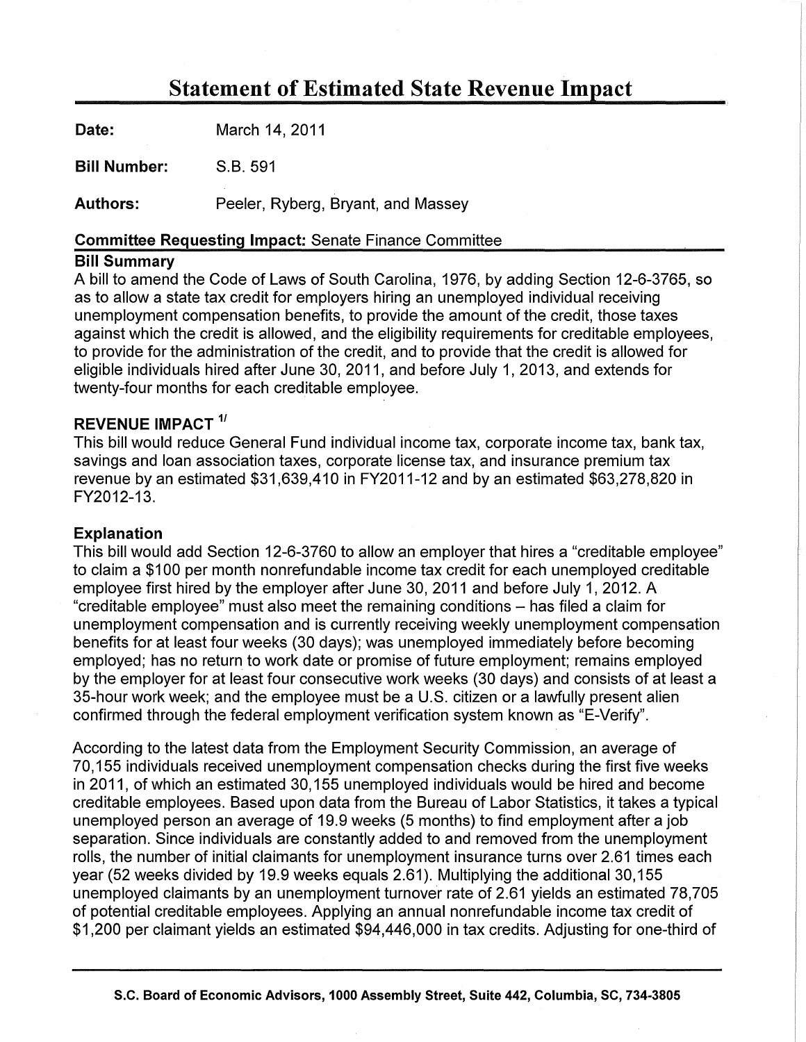# Statement of Estimated State Revenue Impact

**Date:** March 14, 2011

**Bill Number:** S.B. 591

**Authors:** Peeler, Ryberg, Bryant, and Massey

**Committee Requesting Impact:** Senate Finance Committee

## Bill Summary

A bill to amend the Code of Laws of South Carolina, 1976, by adding Section 12-6-3765, so as to allow a state tax credit for employers hiring an unemployed individual receiving unemployment compensation benefits, to provide the amount of the credit, those taxes against which the credit is allowed, and the eligibility requirements for creditable employees, to provide for the administration of the credit, and to provide that the credit is allowed for eligible individuals hired after June 30, 2011, and before July 1, 2013, and extends for twenty-four months for each creditable employee.

## REVENUE IMPACT [1/]

This bill would reduce General Fund individual income tax, corporate income tax, bank tax, savings and loan association taxes, corporate license tax, and insurance premium tax revenue by an estimated $31,639,410 in FY2011-12 and by an estimated $63,278,820 in FY2012-13.

## Explanation

This bill would add Section 12-6-3760 to allow an employer that hires a "creditable employee" to claim a $100 per month nonrefundable income tax credit for each unemployed creditable employee first hired by the employer after June 30, 2011 and before July 1, 2012. A "creditable employee" must also meet the remaining conditions – has filed a claim for unemployment compensation and is currently receiving weekly unemployment compensation benefits for at least four weeks (30 days); was unemployed immediately before becoming employed; has no return to work date or promise of future employment; remains employed by the employer for at least four consecutive work weeks (30 days) and consists of at least a 35-hour work week; and the employee must be a U.S. citizen or a lawfully present alien confirmed through the federal employment verification system known as "E-Verify".

According to the latest data from the Employment Security Commission, an average of 70,155 individuals received unemployment compensation checks during the first five weeks in 2011, of which an estimated 30,155 unemployed individuals would be hired and become creditable employees. Based upon data from the Bureau of Labor Statistics, it takes a typical unemployed person an average of 19.9 weeks (5 months) to find employment after a job separation. Since individuals are constantly added to and removed from the unemployment rolls, the number of initial claimants for unemployment insurance turns over 2.61 times each year (52 weeks divided by 19.9 weeks equals 2.61). Multiplying the additional 30,155 unemployed claimants by an unemployment turnover rate of 2.61 yields an estimated 78,705 of potential creditable employees. Applying an annual nonrefundable income tax credit of $1,200 per claimant yields an estimated $94,446,000 in tax credits. Adjusting for one-third of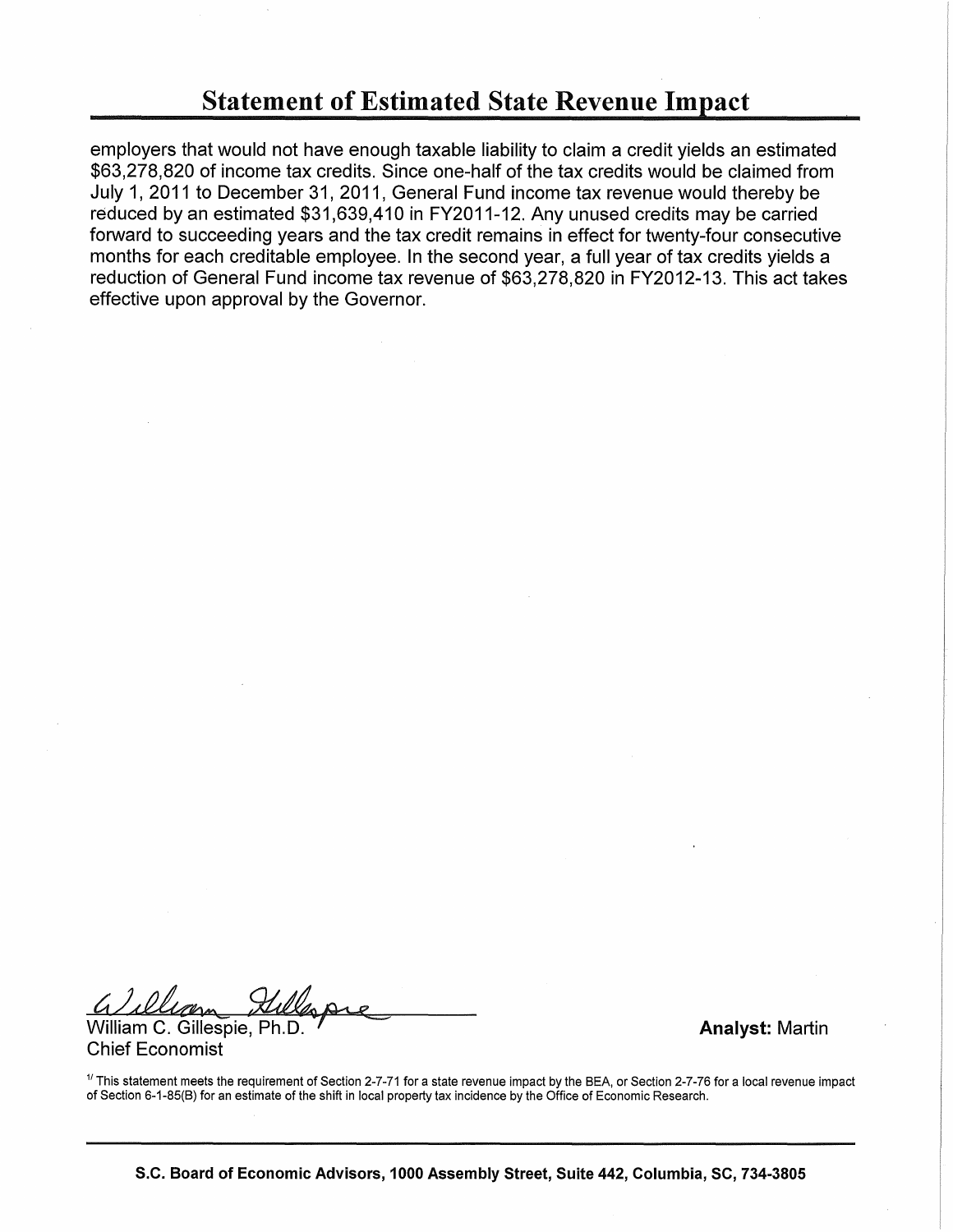# Statement of Estimated State Revenue Impact

employers that would not have enough taxable liability to claim a credit yields an estimated $63,278,820 of income tax credits. Since one-half of the tax credits would be claimed from July 1, 2011 to December 31, 2011, General Fund income tax revenue would thereby be reduced by an estimated $31,639,410 in FY2011-12. Any unused credits may be carried forward to succeeding years and the tax credit remains in effect for twenty-four consecutive months for each creditable employee. In the second year, a full year of tax credits yields a reduction of General Fund income tax revenue of $63,278,820 in FY2012-13. This act takes effective upon approval by the Governor.

William C. Gillespie, Ph.D.
Chief Economist

**Analyst:** Martin

[1/] This statement meets the requirement of Section 2-7-71 for a state revenue impact by the BEA, or Section 2-7-76 for a local revenue impact of Section 6-1-85(B) for an estimate of the shift in local property tax incidence by the Office of Economic Research.

**S.C. Board of Economic Advisors, 1000 Assembly Street, Suite 442, Columbia, SC, 734-3805**